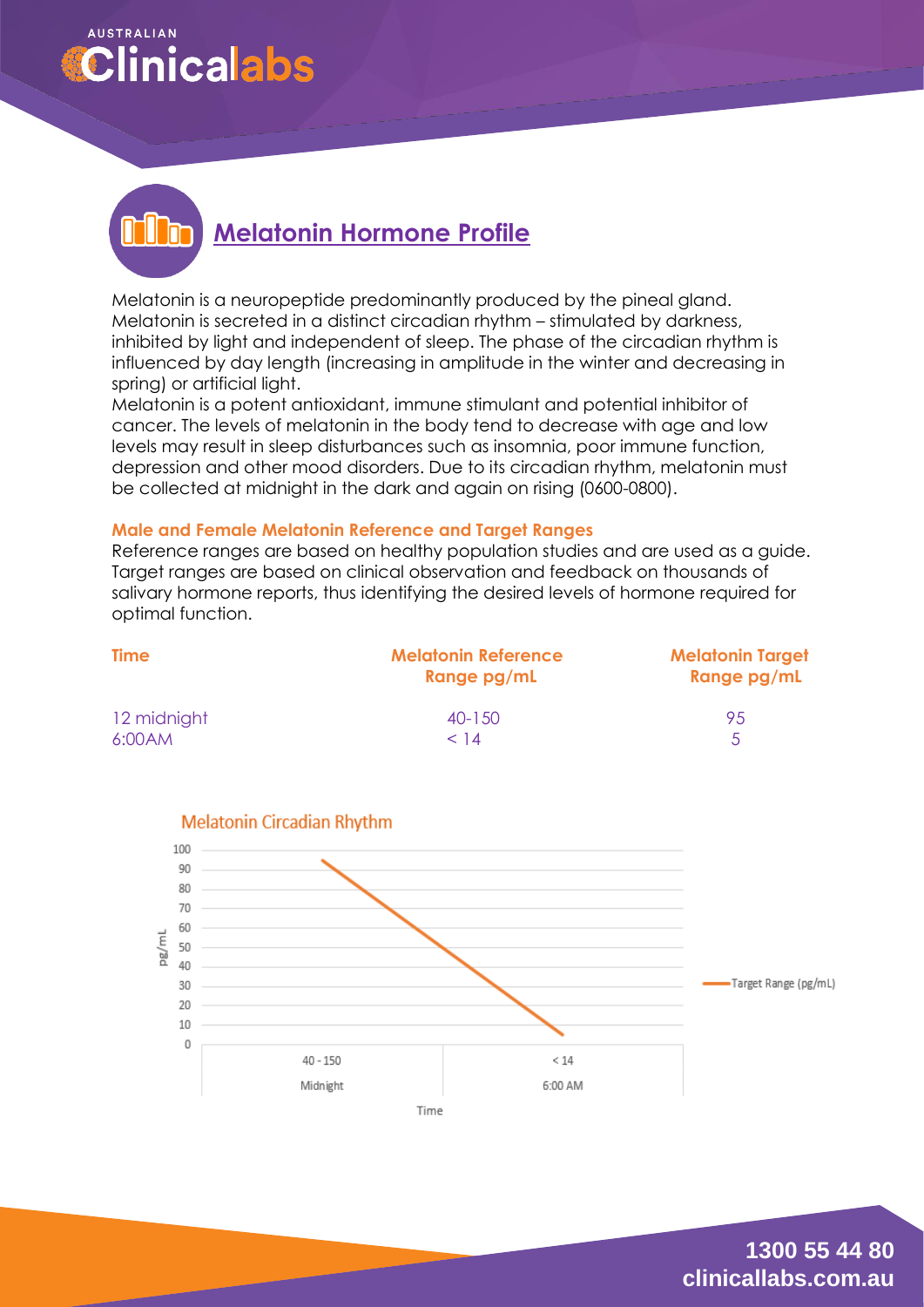# Melatonin Hormone Profile

Melatonin is a neuropeptide predominantly produced by the pineal gland. Melatonin is secreted in a distinct circadian rhythm – stimulated by darkness, inhibited by light and independent of sleep. The phase of the circadian rhythm is influenced by day length (increasing in amplitude in the winter and decreasing in spring) or artificial light.
Melatonin is a potent antioxidant, immune stimulant and potential inhibitor of cancer. The levels of melatonin in the body tend to decrease with age and low levels may result in sleep disturbances such as insomnia, poor immune function, depression and other mood disorders. Due to its circadian rhythm, melatonin must be collected at midnight in the dark and again on rising (0600-0800).

### Male and Female Melatonin Reference and Target Ranges

Reference ranges are based on healthy population studies and are used as a guide. Target ranges are based on clinical observation and feedback on thousands of salivary hormone reports, thus identifying the desired levels of hormone required for optimal function.

| Time | Melatonin Reference Range pg/mL | Melatonin Target Range pg/mL |
| --- | --- | --- |
| 12 midnight | 40-150 | 95 |
| 6:00AM | < 14 | 5 |

Melatonin Circadian Rhythm

| Time | Reference | Target Range (pg/mL) |
| --- | --- | --- |
| Midnight | 40 - 150 | 95 |
| 6:00 AM | < 14 | 5 |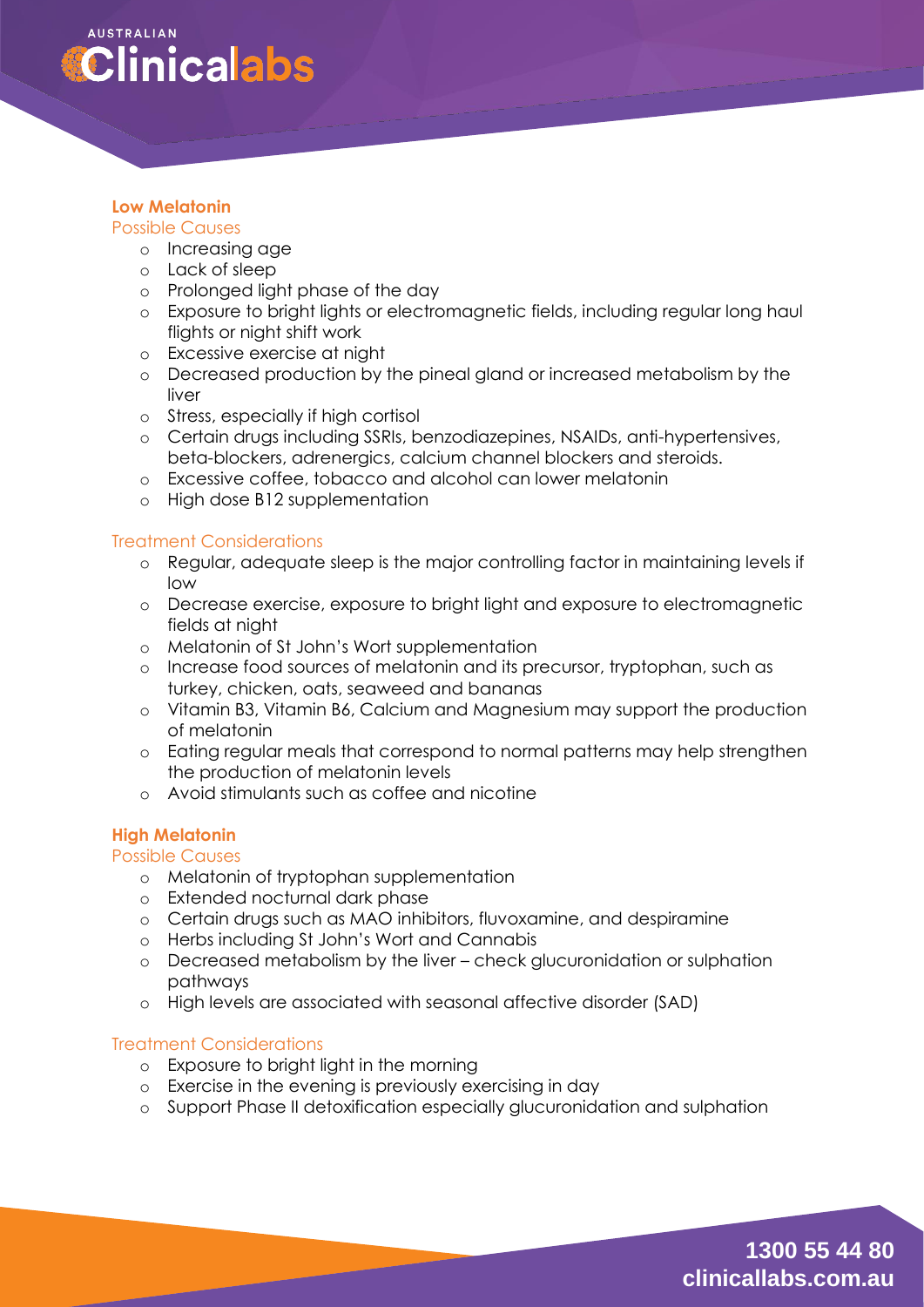**Low Melatonin**

Possible Causes

- Increasing age
- Lack of sleep
- Prolonged light phase of the day
- Exposure to bright lights or electromagnetic fields, including regular long haul flights or night shift work
- Excessive exercise at night
- Decreased production by the pineal gland or increased metabolism by the liver
- Stress, especially if high cortisol
- Certain drugs including SSRIs, benzodiazepines, NSAIDs, anti-hypertensives, beta-blockers, adrenergics, calcium channel blockers and steroids.
- Excessive coffee, tobacco and alcohol can lower melatonin
- High dose B12 supplementation

Treatment Considerations

- Regular, adequate sleep is the major controlling factor in maintaining levels if low
- Decrease exercise, exposure to bright light and exposure to electromagnetic fields at night
- Melatonin of St John's Wort supplementation
- Increase food sources of melatonin and its precursor, tryptophan, such as turkey, chicken, oats, seaweed and bananas
- Vitamin B3, Vitamin B6, Calcium and Magnesium may support the production of melatonin
- Eating regular meals that correspond to normal patterns may help strengthen the production of melatonin levels
- Avoid stimulants such as coffee and nicotine

**High Melatonin**

Possible Causes

- Melatonin of tryptophan supplementation
- Extended nocturnal dark phase
- Certain drugs such as MAO inhibitors, fluvoxamine, and despiramine
- Herbs including St John's Wort and Cannabis
- Decreased metabolism by the liver – check glucuronidation or sulphation pathways
- High levels are associated with seasonal affective disorder (SAD)

Treatment Considerations

- Exposure to bright light in the morning
- Exercise in the evening is previously exercising in day
- Support Phase II detoxification especially glucuronidation and sulphation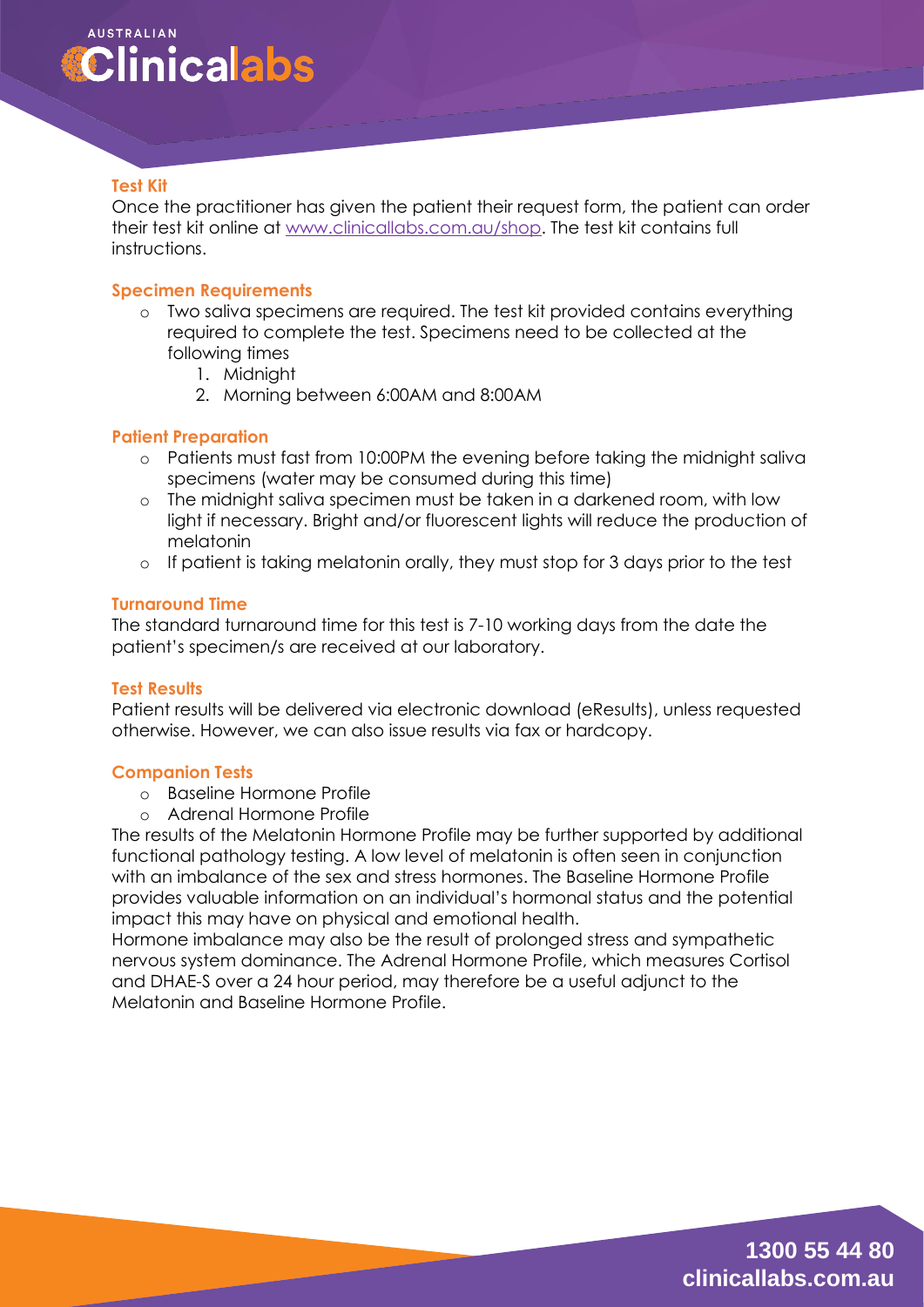### Test Kit

Once the practitioner has given the patient their request form, the patient can order their test kit online at [www.clinicallabs.com.au/shop](www.clinicallabs.com.au/shop). The test kit contains full instructions.

### Specimen Requirements

- Two saliva specimens are required. The test kit provided contains everything required to complete the test. Specimens need to be collected at the following times
  1. Midnight
  2. Morning between 6:00AM and 8:00AM

### Patient Preparation

- Patients must fast from 10:00PM the evening before taking the midnight saliva specimens (water may be consumed during this time)
- The midnight saliva specimen must be taken in a darkened room, with low light if necessary. Bright and/or fluorescent lights will reduce the production of melatonin
- If patient is taking melatonin orally, they must stop for 3 days prior to the test

### Turnaround Time

The standard turnaround time for this test is 7-10 working days from the date the patient's specimen/s are received at our laboratory.

### Test Results

Patient results will be delivered via electronic download (eResults), unless requested otherwise. However, we can also issue results via fax or hardcopy.

### Companion Tests

- Baseline Hormone Profile
- Adrenal Hormone Profile

The results of the Melatonin Hormone Profile may be further supported by additional functional pathology testing. A low level of melatonin is often seen in conjunction with an imbalance of the sex and stress hormones. The Baseline Hormone Profile provides valuable information on an individual's hormonal status and the potential impact this may have on physical and emotional health.

Hormone imbalance may also be the result of prolonged stress and sympathetic nervous system dominance. The Adrenal Hormone Profile, which measures Cortisol and DHAE-S over a 24 hour period, may therefore be a useful adjunct to the Melatonin and Baseline Hormone Profile.